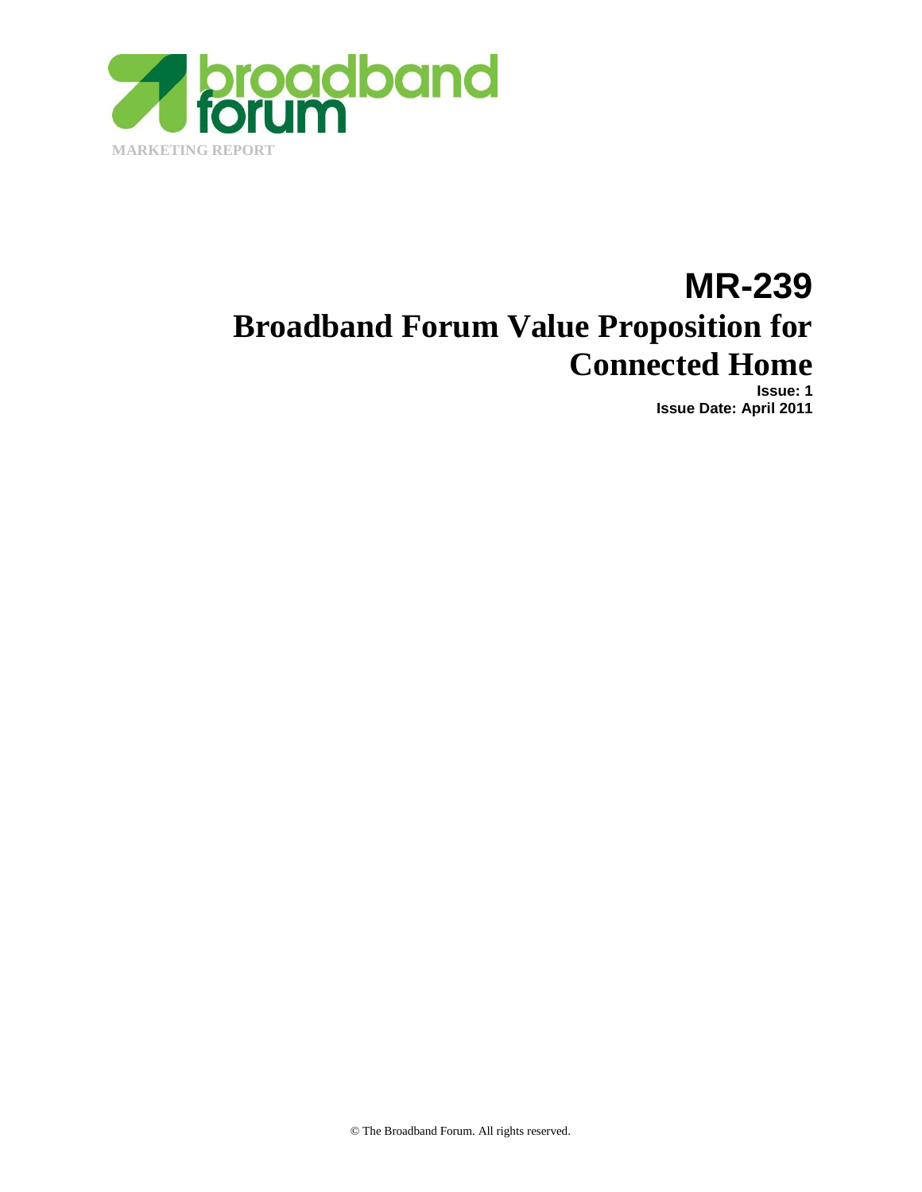MARKETING REPORT

# MR-239
# Broadband Forum Value Proposition for Connected Home

**Issue: 1**
**Issue Date: April 2011**

© The Broadband Forum. All rights reserved.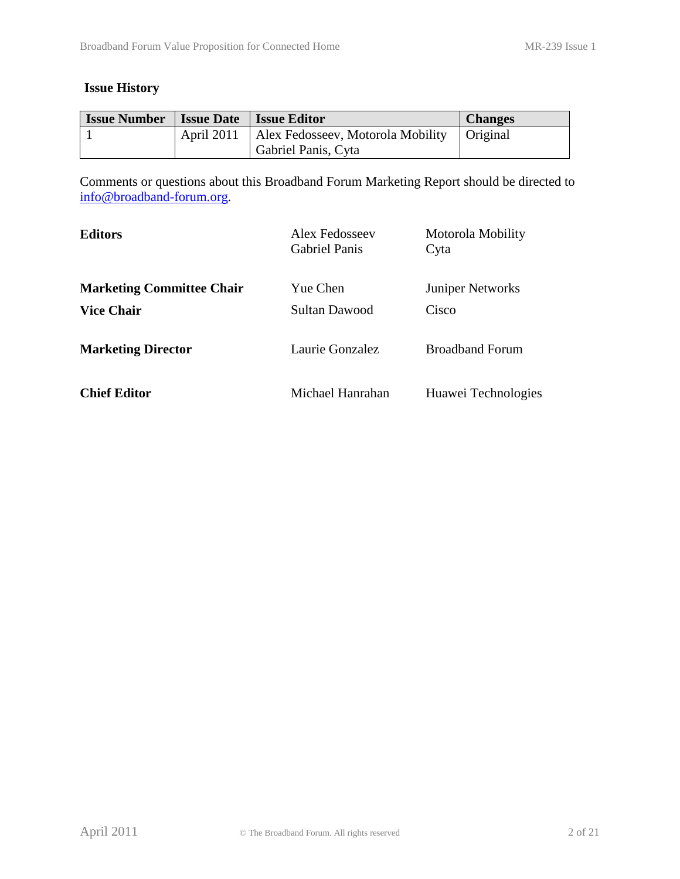## Issue History

| Issue Number | Issue Date | Issue Editor | Changes |
|---|---|---|---|
| 1 | April 2011 | Alex Fedosseev, Motorola Mobility<br>Gabriel Panis, Cyta | Original |

Comments or questions about this Broadband Forum Marketing Report should be directed to info@broadband-forum.org.

| | | |
|---|---|---|
| **Editors** | Alex Fedosseev<br>Gabriel Panis | Motorola Mobility<br>Cyta |
| **Marketing Committee Chair** | Yue Chen | Juniper Networks |
| **Vice Chair** | Sultan Dawood | Cisco |
| **Marketing Director** | Laurie Gonzalez | Broadband Forum |
| **Chief Editor** | Michael Hanrahan | Huawei Technologies |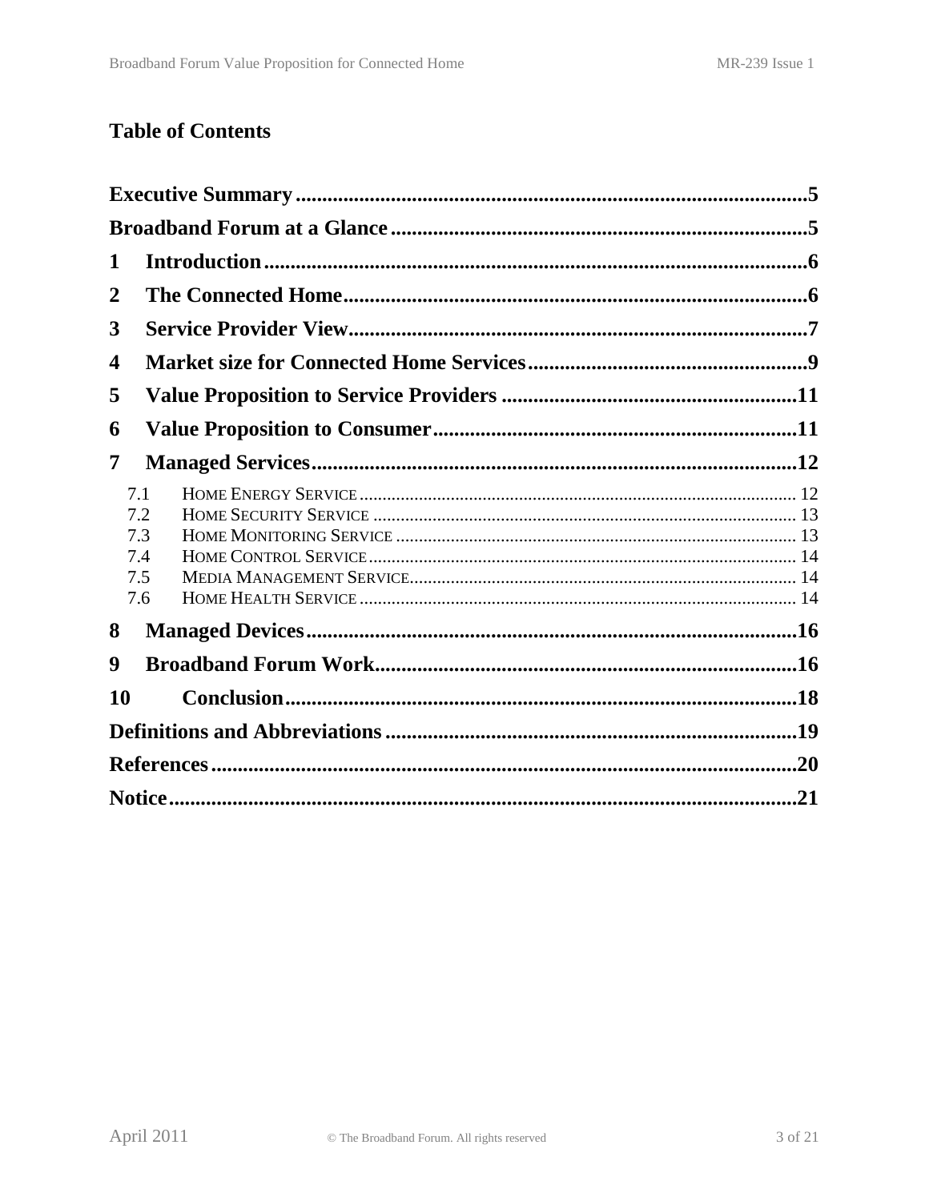# Table of Contents

- **Executive Summary** ..... 5
- **Broadband Forum at a Glance** ..... 5
- **1 Introduction** ..... 6
- **2 The Connected Home** ..... 6
- **3 Service Provider View** ..... 7
- **4 Market size for Connected Home Services** ..... 9
- **5 Value Proposition to Service Providers** ..... 11
- **6 Value Proposition to Consumer** ..... 11
- **7 Managed Services** ..... 12
  - 7.1 Home Energy Service ..... 12
  - 7.2 Home Security Service ..... 13
  - 7.3 Home Monitoring Service ..... 13
  - 7.4 Home Control Service ..... 14
  - 7.5 Media Management Service ..... 14
  - 7.6 Home Health Service ..... 14
- **8 Managed Devices** ..... 16
- **9 Broadband Forum Work** ..... 16
- **10 Conclusion** ..... 18
- **Definitions and Abbreviations** ..... 19
- **References** ..... 20
- **Notice** ..... 21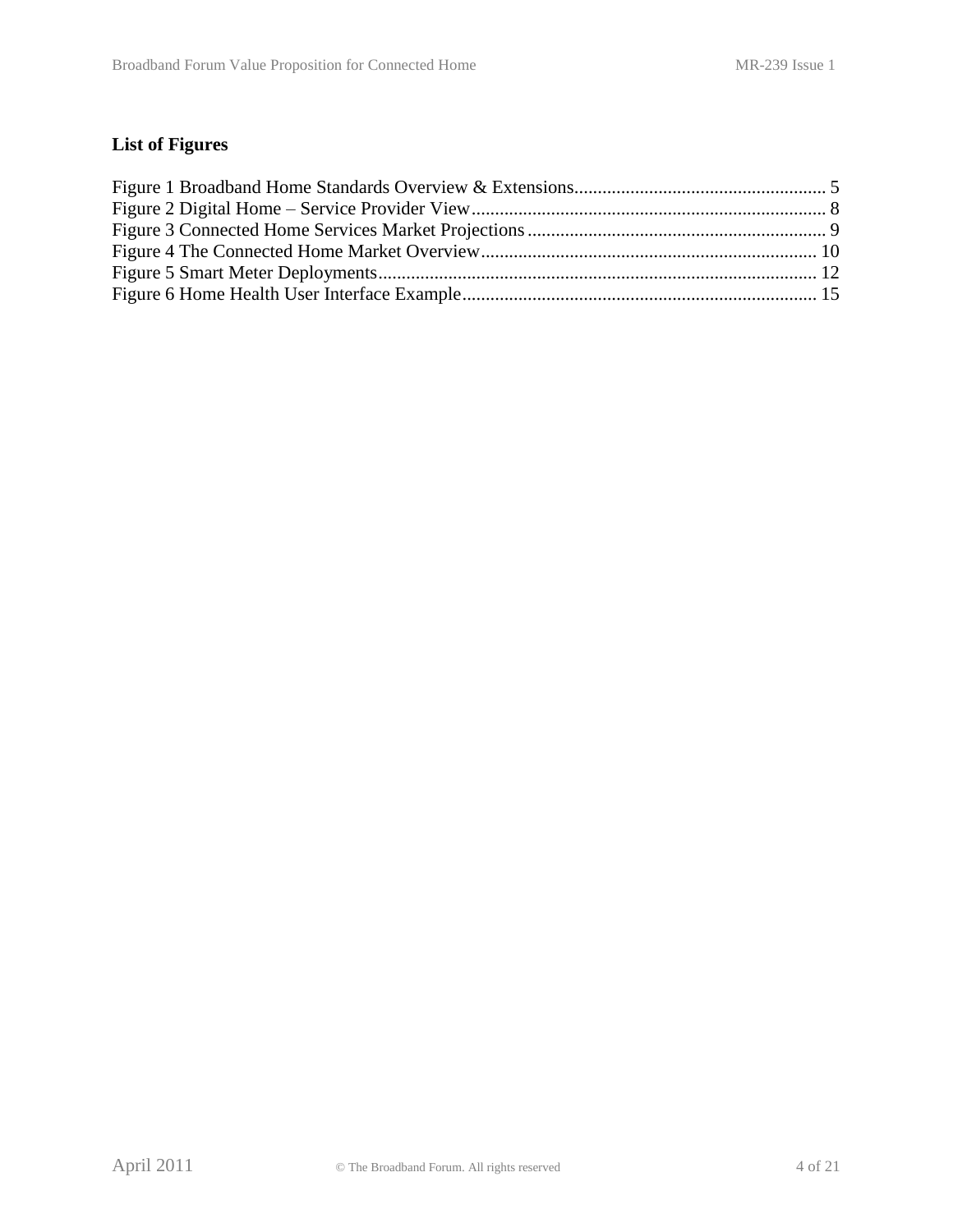**List of Figures**

Figure 1 Broadband Home Standards Overview & Extensions ...................................................... 5
Figure 2 Digital Home – Service Provider View ........................................................................... 8
Figure 3 Connected Home Services Market Projections ................................................................ 9
Figure 4 The Connected Home Market Overview ........................................................................ 10
Figure 5 Smart Meter Deployments ............................................................................................. 12
Figure 6 Home Health User Interface Example ............................................................................ 15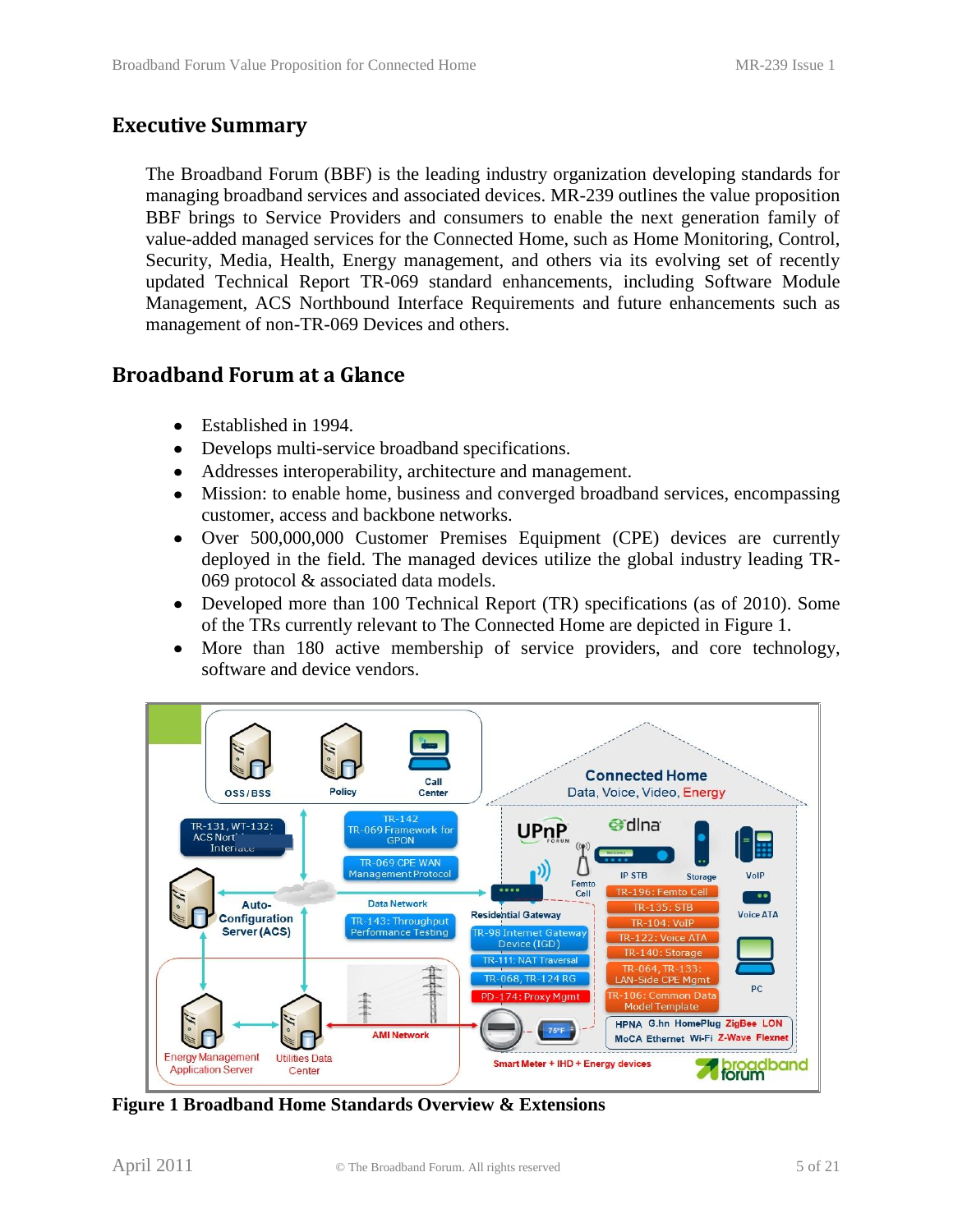## Executive Summary

The Broadband Forum (BBF) is the leading industry organization developing standards for managing broadband services and associated devices. MR-239 outlines the value proposition BBF brings to Service Providers and consumers to enable the next generation family of value-added managed services for the Connected Home, such as Home Monitoring, Control, Security, Media, Health, Energy management, and others via its evolving set of recently updated Technical Report TR-069 standard enhancements, including Software Module Management, ACS Northbound Interface Requirements and future enhancements such as management of non-TR-069 Devices and others.

## Broadband Forum at a Glance

- Established in 1994.
- Develops multi-service broadband specifications.
- Addresses interoperability, architecture and management.
- Mission: to enable home, business and converged broadband services, encompassing customer, access and backbone networks.
- Over 500,000,000 Customer Premises Equipment (CPE) devices are currently deployed in the field. The managed devices utilize the global industry leading TR-069 protocol & associated data models.
- Developed more than 100 Technical Report (TR) specifications (as of 2010). Some of the TRs currently relevant to The Connected Home are depicted in Figure 1.
- More than 180 active membership of service providers, and core technology, software and device vendors.

**Figure 1 Broadband Home Standards Overview & Extensions**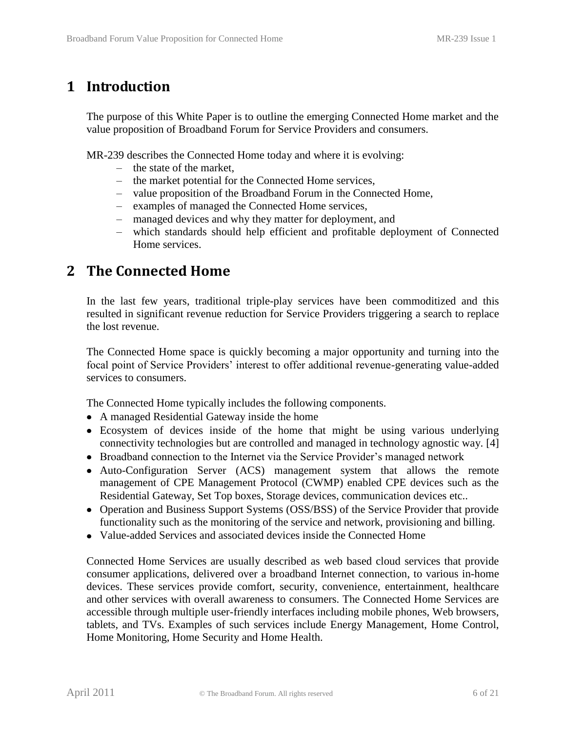# 1 Introduction

The purpose of this White Paper is to outline the emerging Connected Home market and the value proposition of Broadband Forum for Service Providers and consumers.

MR-239 describes the Connected Home today and where it is evolving:

- the state of the market,
- the market potential for the Connected Home services,
- value proposition of the Broadband Forum in the Connected Home,
- examples of managed the Connected Home services,
- managed devices and why they matter for deployment, and
- which standards should help efficient and profitable deployment of Connected Home services.

# 2 The Connected Home

In the last few years, traditional triple-play services have been commoditized and this resulted in significant revenue reduction for Service Providers triggering a search to replace the lost revenue.

The Connected Home space is quickly becoming a major opportunity and turning into the focal point of Service Providers' interest to offer additional revenue-generating value-added services to consumers.

The Connected Home typically includes the following components.

- A managed Residential Gateway inside the home
- Ecosystem of devices inside of the home that might be using various underlying connectivity technologies but are controlled and managed in technology agnostic way. [4]
- Broadband connection to the Internet via the Service Provider's managed network
- Auto-Configuration Server (ACS) management system that allows the remote management of CPE Management Protocol (CWMP) enabled CPE devices such as the Residential Gateway, Set Top boxes, Storage devices, communication devices etc..
- Operation and Business Support Systems (OSS/BSS) of the Service Provider that provide functionality such as the monitoring of the service and network, provisioning and billing.
- Value-added Services and associated devices inside the Connected Home

Connected Home Services are usually described as web based cloud services that provide consumer applications, delivered over a broadband Internet connection, to various in-home devices. These services provide comfort, security, convenience, entertainment, healthcare and other services with overall awareness to consumers. The Connected Home Services are accessible through multiple user-friendly interfaces including mobile phones, Web browsers, tablets, and TVs. Examples of such services include Energy Management, Home Control, Home Monitoring, Home Security and Home Health.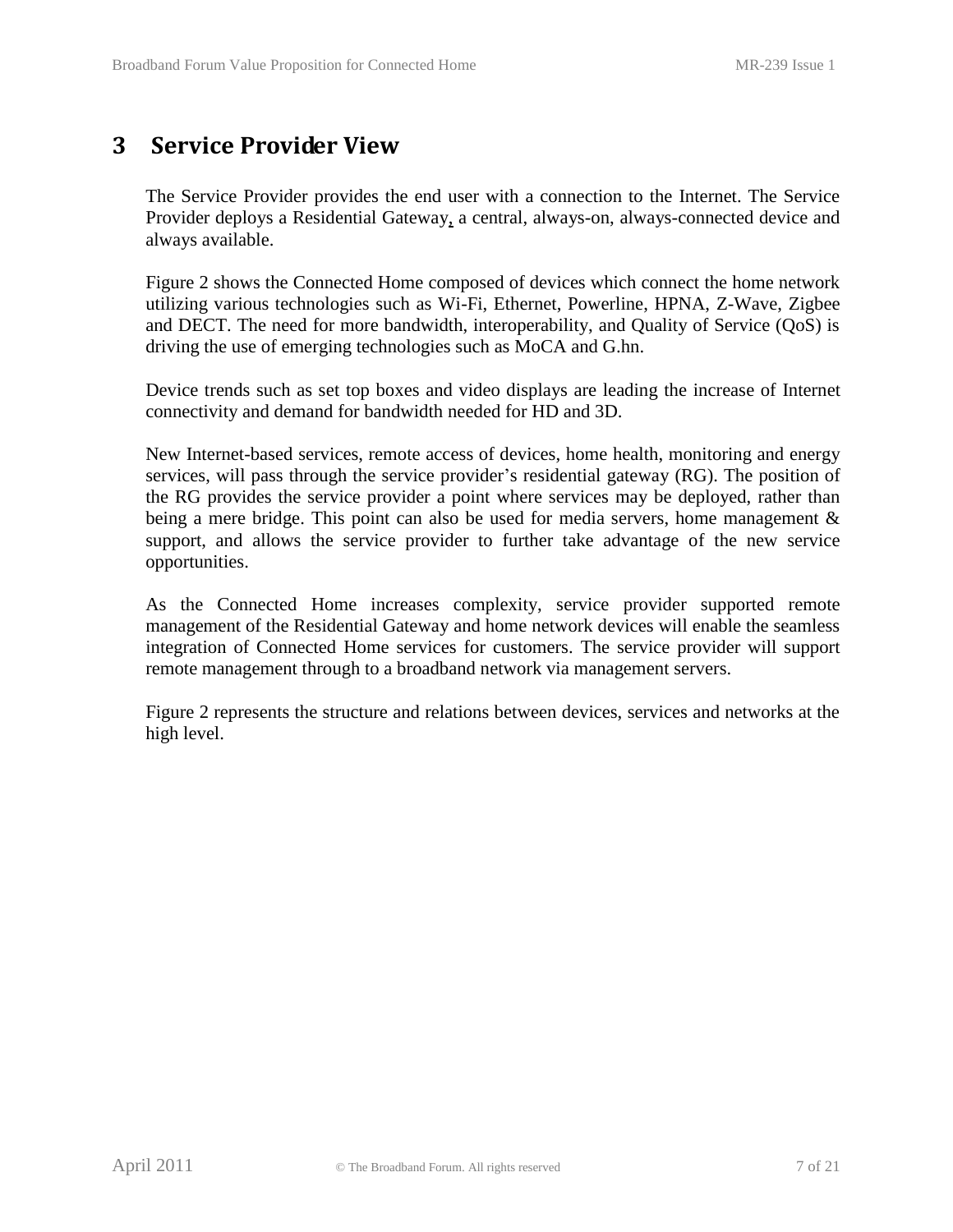# 3 Service Provider View

The Service Provider provides the end user with a connection to the Internet. The Service Provider deploys a Residential Gateway, a central, always-on, always-connected device and always available.

Figure 2 shows the Connected Home composed of devices which connect the home network utilizing various technologies such as Wi-Fi, Ethernet, Powerline, HPNA, Z-Wave, Zigbee and DECT. The need for more bandwidth, interoperability, and Quality of Service (QoS) is driving the use of emerging technologies such as MoCA and G.hn.

Device trends such as set top boxes and video displays are leading the increase of Internet connectivity and demand for bandwidth needed for HD and 3D.

New Internet-based services, remote access of devices, home health, monitoring and energy services, will pass through the service provider's residential gateway (RG). The position of the RG provides the service provider a point where services may be deployed, rather than being a mere bridge. This point can also be used for media servers, home management & support, and allows the service provider to further take advantage of the new service opportunities.

As the Connected Home increases complexity, service provider supported remote management of the Residential Gateway and home network devices will enable the seamless integration of Connected Home services for customers. The service provider will support remote management through to a broadband network via management servers.

Figure 2 represents the structure and relations between devices, services and networks at the high level.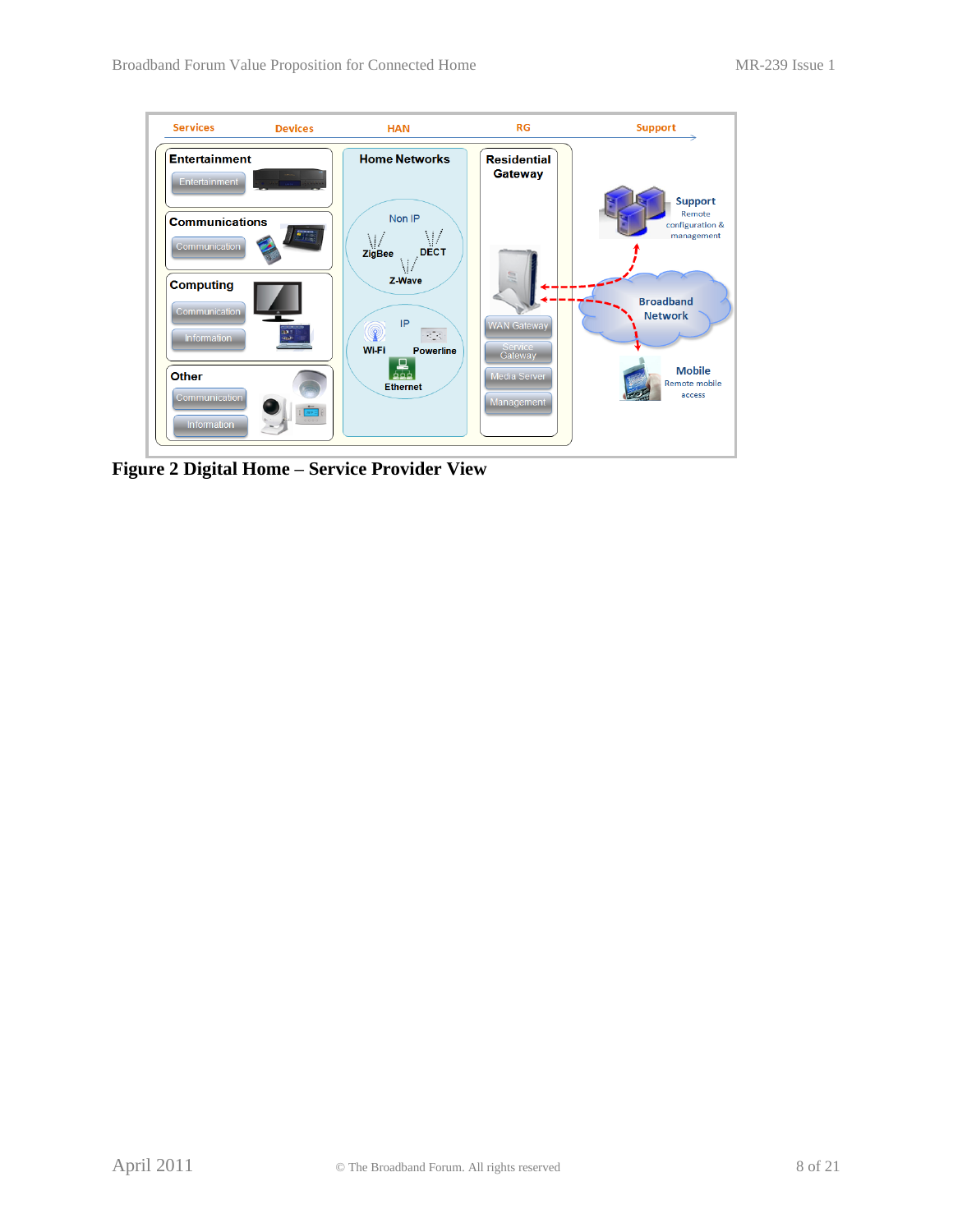**Figure 2 Digital Home – Service Provider View**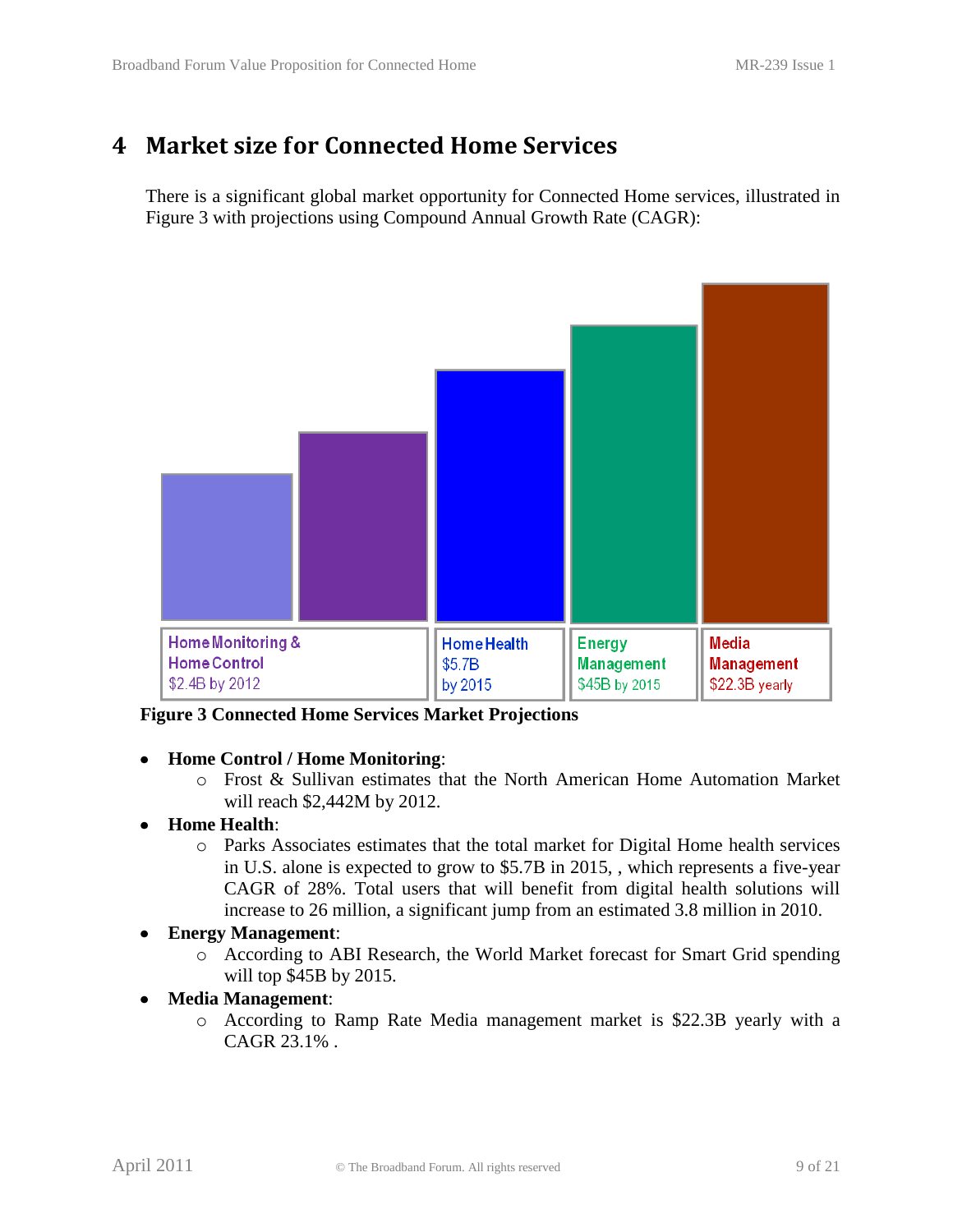# 4 Market size for Connected Home Services

There is a significant global market opportunity for Connected Home services, illustrated in Figure 3 with projections using Compound Annual Growth Rate (CAGR):

| Home Monitoring & Home Control | Home Health | Energy Management | Media Management |
|---|---|---|---|
| $2.4B by 2012 | $5.7B by 2015 | $45B by 2015 | $22.3B yearly |

**Figure 3 Connected Home Services Market Projections**

- **Home Control / Home Monitoring**:
  - Frost & Sullivan estimates that the North American Home Automation Market will reach $2,442M by 2012.
- **Home Health**:
  - Parks Associates estimates that the total market for Digital Home health services in U.S. alone is expected to grow to $5.7B in 2015, , which represents a five-year CAGR of 28%. Total users that will benefit from digital health solutions will increase to 26 million, a significant jump from an estimated 3.8 million in 2010.
- **Energy Management**:
  - According to ABI Research, the World Market forecast for Smart Grid spending will top $45B by 2015.
- **Media Management**:
  - According to Ramp Rate Media management market is $22.3B yearly with a CAGR 23.1% .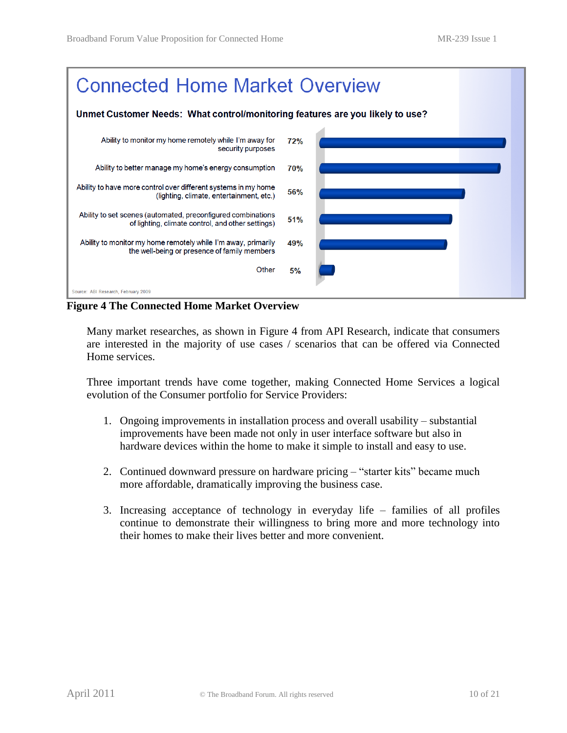## Connected Home Market Overview

**Unmet Customer Needs: What control/monitoring features are you likely to use?**

| Feature | % |
|---|---|
| Ability to monitor my home remotely while I'm away for security purposes | 72% |
| Ability to better manage my home's energy consumption | 70% |
| Ability to have more control over different systems in my home (lighting, climate, entertainment, etc.) | 56% |
| Ability to set scenes (automated, preconfigured combinations of lighting, climate control, and other settings) | 51% |
| Ability to monitor my home remotely while I'm away, primarily the well-being or presence of family members | 49% |
| Other | 5% |

Source: ABI Research, February 2009

**Figure 4 The Connected Home Market Overview**

Many market researches, as shown in Figure 4 from API Research, indicate that consumers are interested in the majority of use cases / scenarios that can be offered via Connected Home services.

Three important trends have come together, making Connected Home Services a logical evolution of the Consumer portfolio for Service Providers:

1. Ongoing improvements in installation process and overall usability – substantial improvements have been made not only in user interface software but also in hardware devices within the home to make it simple to install and easy to use.

2. Continued downward pressure on hardware pricing – "starter kits" became much more affordable, dramatically improving the business case.

3. Increasing acceptance of technology in everyday life – families of all profiles continue to demonstrate their willingness to bring more and more technology into their homes to make their lives better and more convenient.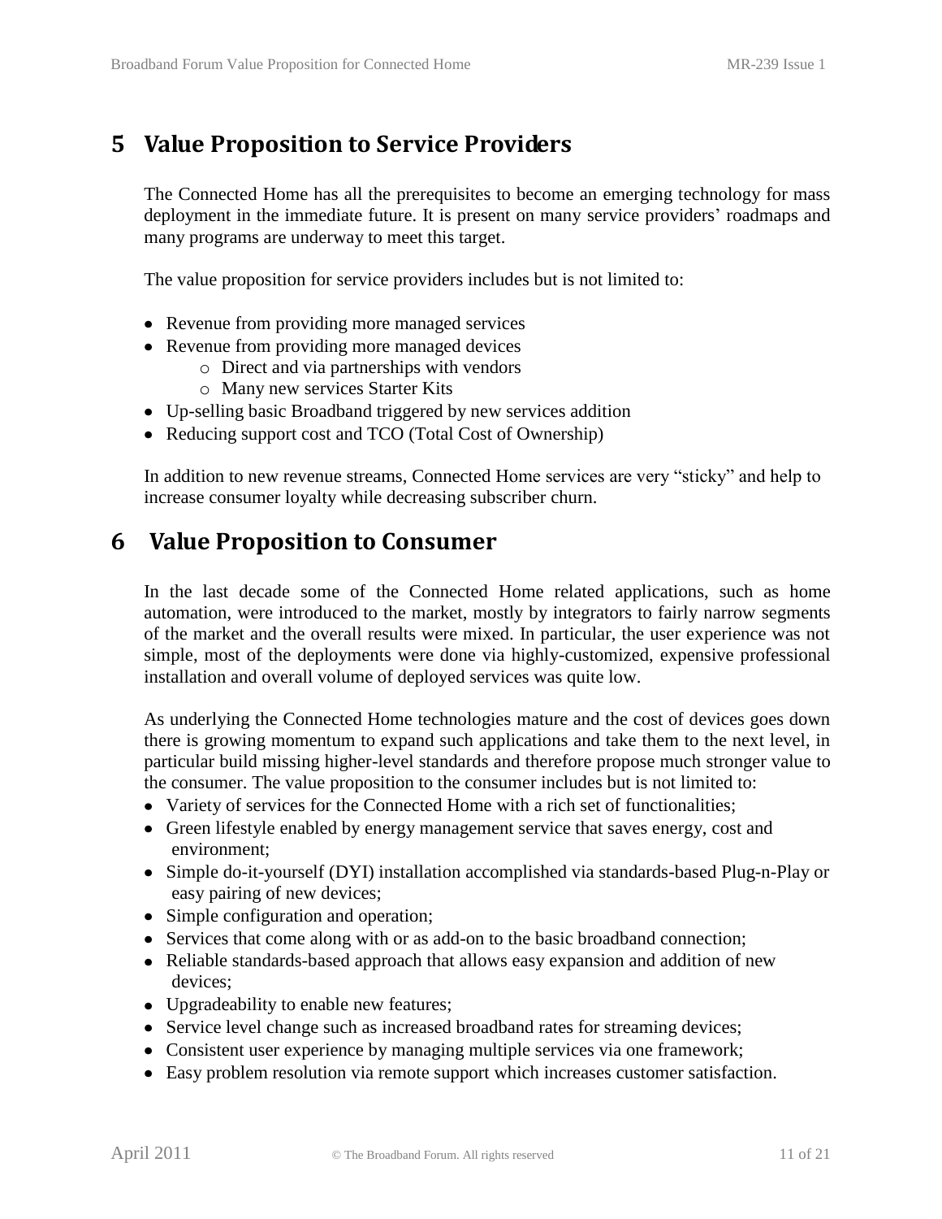# 5 Value Proposition to Service Providers

The Connected Home has all the prerequisites to become an emerging technology for mass deployment in the immediate future. It is present on many service providers' roadmaps and many programs are underway to meet this target.

The value proposition for service providers includes but is not limited to:

- Revenue from providing more managed services
- Revenue from providing more managed devices
    - Direct and via partnerships with vendors
    - Many new services Starter Kits
- Up-selling basic Broadband triggered by new services addition
- Reducing support cost and TCO (Total Cost of Ownership)

In addition to new revenue streams, Connected Home services are very "sticky" and help to increase consumer loyalty while decreasing subscriber churn.

# 6 Value Proposition to Consumer

In the last decade some of the Connected Home related applications, such as home automation, were introduced to the market, mostly by integrators to fairly narrow segments of the market and the overall results were mixed. In particular, the user experience was not simple, most of the deployments were done via highly-customized, expensive professional installation and overall volume of deployed services was quite low.

As underlying the Connected Home technologies mature and the cost of devices goes down there is growing momentum to expand such applications and take them to the next level, in particular build missing higher-level standards and therefore propose much stronger value to the consumer. The value proposition to the consumer includes but is not limited to:

- Variety of services for the Connected Home with a rich set of functionalities;
- Green lifestyle enabled by energy management service that saves energy, cost and environment;
- Simple do-it-yourself (DYI) installation accomplished via standards-based Plug-n-Play or easy pairing of new devices;
- Simple configuration and operation;
- Services that come along with or as add-on to the basic broadband connection;
- Reliable standards-based approach that allows easy expansion and addition of new devices;
- Upgradeability to enable new features;
- Service level change such as increased broadband rates for streaming devices;
- Consistent user experience by managing multiple services via one framework;
- Easy problem resolution via remote support which increases customer satisfaction.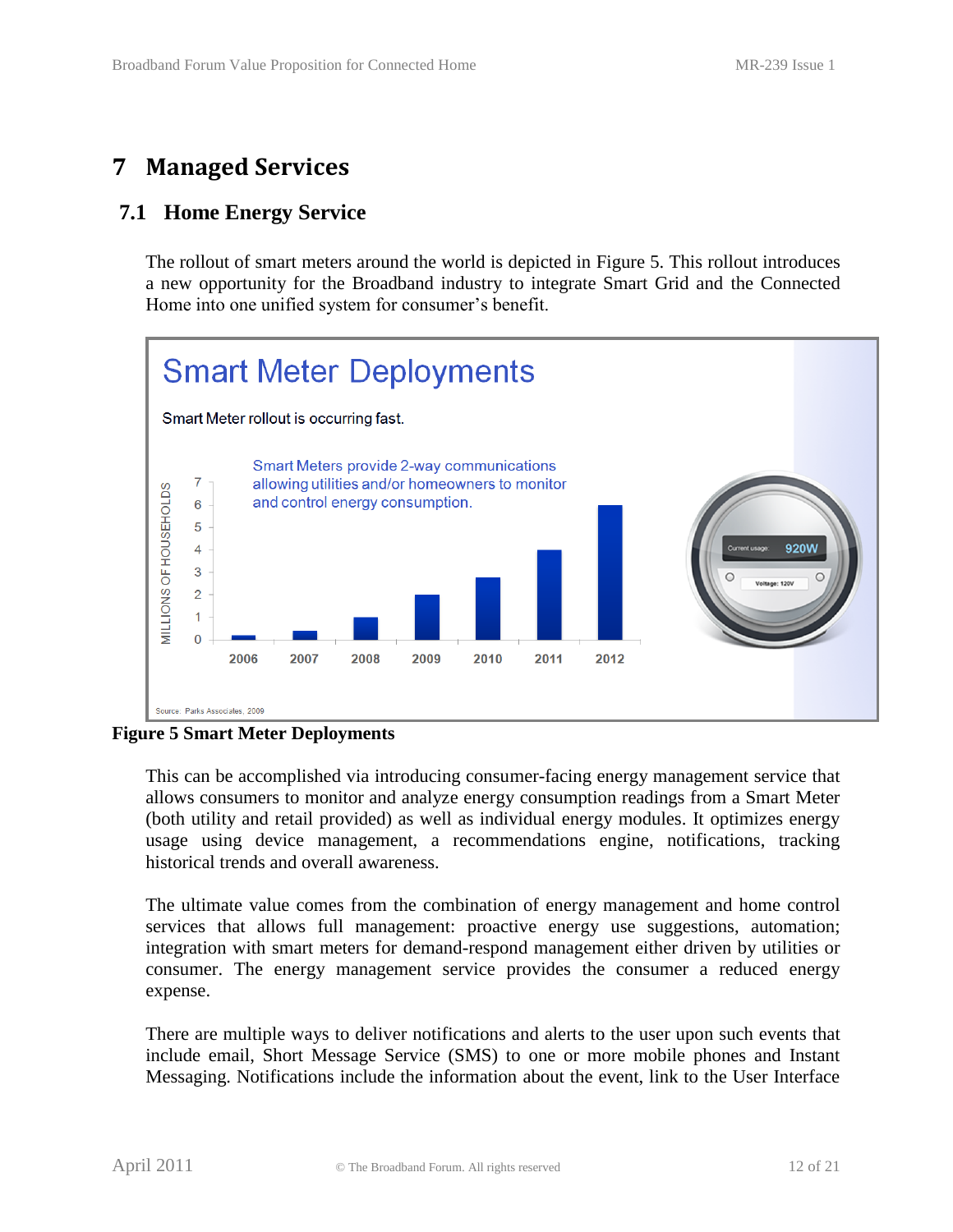# 7 Managed Services

## 7.1 Home Energy Service

The rollout of smart meters around the world is depicted in Figure 5. This rollout introduces a new opportunity for the Broadband industry to integrate Smart Grid and the Connected Home into one unified system for consumer's benefit.

**Figure 5 Smart Meter Deployments**

This can be accomplished via introducing consumer-facing energy management service that allows consumers to monitor and analyze energy consumption readings from a Smart Meter (both utility and retail provided) as well as individual energy modules. It optimizes energy usage using device management, a recommendations engine, notifications, tracking historical trends and overall awareness.

The ultimate value comes from the combination of energy management and home control services that allows full management: proactive energy use suggestions, automation; integration with smart meters for demand-respond management either driven by utilities or consumer. The energy management service provides the consumer a reduced energy expense.

There are multiple ways to deliver notifications and alerts to the user upon such events that include email, Short Message Service (SMS) to one or more mobile phones and Instant Messaging. Notifications include the information about the event, link to the User Interface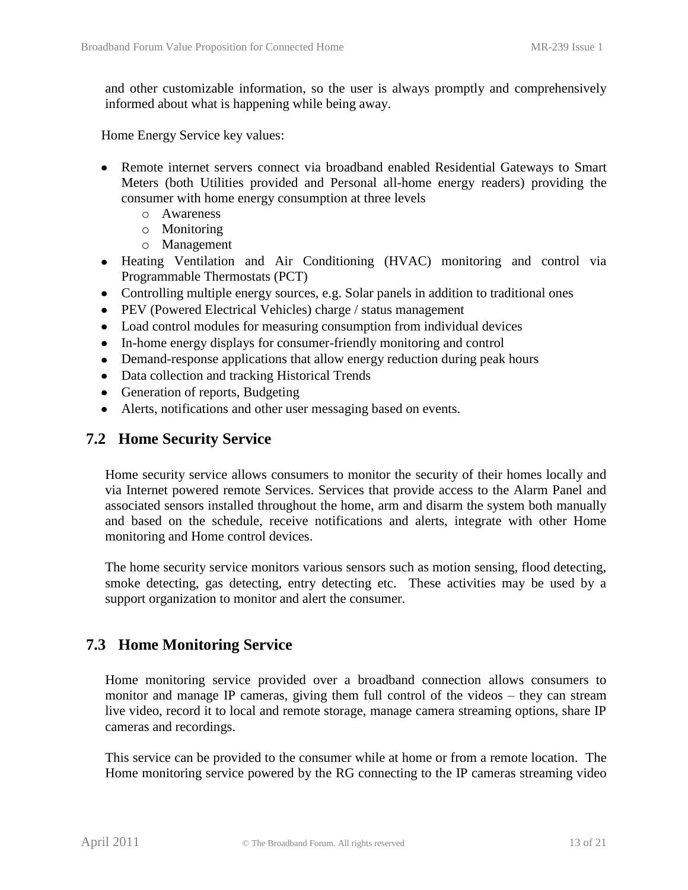and other customizable information, so the user is always promptly and comprehensively informed about what is happening while being away.

Home Energy Service key values:

- Remote internet servers connect via broadband enabled Residential Gateways to Smart Meters (both Utilities provided and Personal all-home energy readers) providing the consumer with home energy consumption at three levels
  - Awareness
  - Monitoring
  - Management
- Heating Ventilation and Air Conditioning (HVAC) monitoring and control via Programmable Thermostats (PCT)
- Controlling multiple energy sources, e.g. Solar panels in addition to traditional ones
- PEV (Powered Electrical Vehicles) charge / status management
- Load control modules for measuring consumption from individual devices
- In-home energy displays for consumer-friendly monitoring and control
- Demand-response applications that allow energy reduction during peak hours
- Data collection and tracking Historical Trends
- Generation of reports, Budgeting
- Alerts, notifications and other user messaging based on events.

## 7.2 Home Security Service

Home security service allows consumers to monitor the security of their homes locally and via Internet powered remote Services. Services that provide access to the Alarm Panel and associated sensors installed throughout the home, arm and disarm the system both manually and based on the schedule, receive notifications and alerts, integrate with other Home monitoring and Home control devices.

The home security service monitors various sensors such as motion sensing, flood detecting, smoke detecting, gas detecting, entry detecting etc. These activities may be used by a support organization to monitor and alert the consumer.

## 7.3 Home Monitoring Service

Home monitoring service provided over a broadband connection allows consumers to monitor and manage IP cameras, giving them full control of the videos – they can stream live video, record it to local and remote storage, manage camera streaming options, share IP cameras and recordings.

This service can be provided to the consumer while at home or from a remote location. The Home monitoring service powered by the RG connecting to the IP cameras streaming video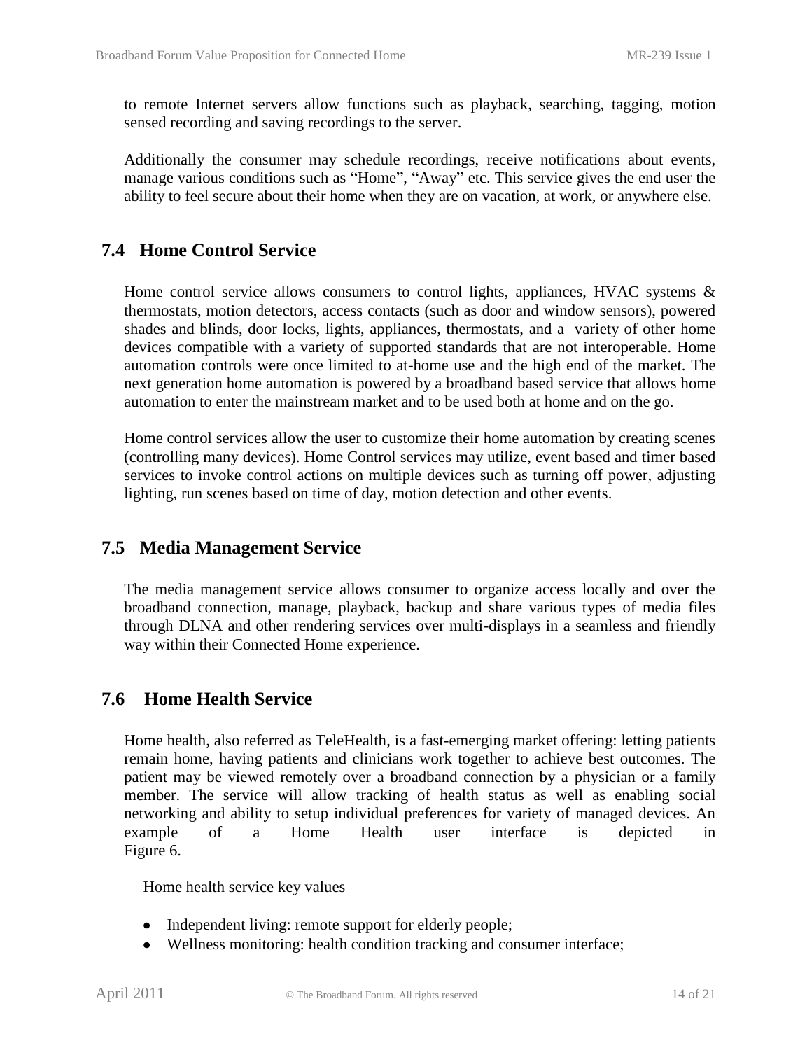to remote Internet servers allow functions such as playback, searching, tagging, motion sensed recording and saving recordings to the server.

Additionally the consumer may schedule recordings, receive notifications about events, manage various conditions such as "Home", "Away" etc. This service gives the end user the ability to feel secure about their home when they are on vacation, at work, or anywhere else.

## 7.4 Home Control Service

Home control service allows consumers to control lights, appliances, HVAC systems & thermostats, motion detectors, access contacts (such as door and window sensors), powered shades and blinds, door locks, lights, appliances, thermostats, and a variety of other home devices compatible with a variety of supported standards that are not interoperable. Home automation controls were once limited to at-home use and the high end of the market. The next generation home automation is powered by a broadband based service that allows home automation to enter the mainstream market and to be used both at home and on the go.

Home control services allow the user to customize their home automation by creating scenes (controlling many devices). Home Control services may utilize, event based and timer based services to invoke control actions on multiple devices such as turning off power, adjusting lighting, run scenes based on time of day, motion detection and other events.

## 7.5 Media Management Service

The media management service allows consumer to organize access locally and over the broadband connection, manage, playback, backup and share various types of media files through DLNA and other rendering services over multi-displays in a seamless and friendly way within their Connected Home experience.

## 7.6 Home Health Service

Home health, also referred as TeleHealth, is a fast-emerging market offering: letting patients remain home, having patients and clinicians work together to achieve best outcomes. The patient may be viewed remotely over a broadband connection by a physician or a family member. The service will allow tracking of health status as well as enabling social networking and ability to setup individual preferences for variety of managed devices. An example of a Home Health user interface is depicted in Figure 6.

Home health service key values

- Independent living: remote support for elderly people;
- Wellness monitoring: health condition tracking and consumer interface;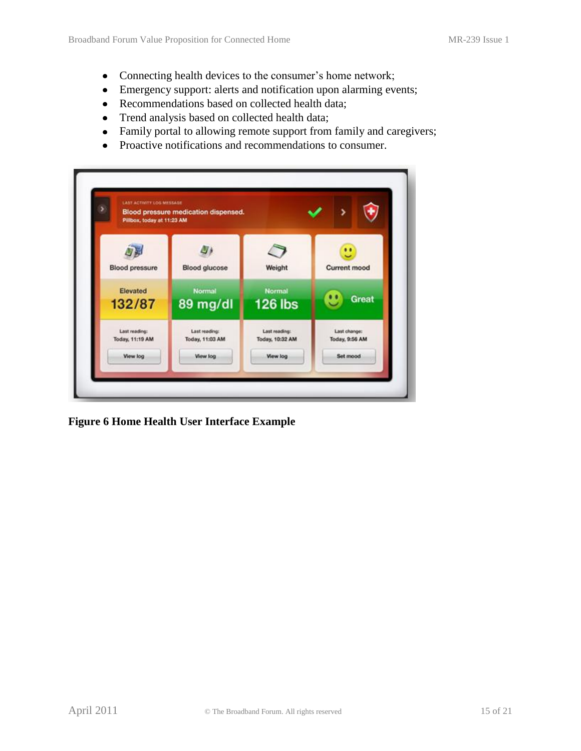- Connecting health devices to the consumer's home network;
- Emergency support: alerts and notification upon alarming events;
- Recommendations based on collected health data;
- Trend analysis based on collected health data;
- Family portal to allowing remote support from family and caregivers;
- Proactive notifications and recommendations to consumer.

**Figure 6 Home Health User Interface Example**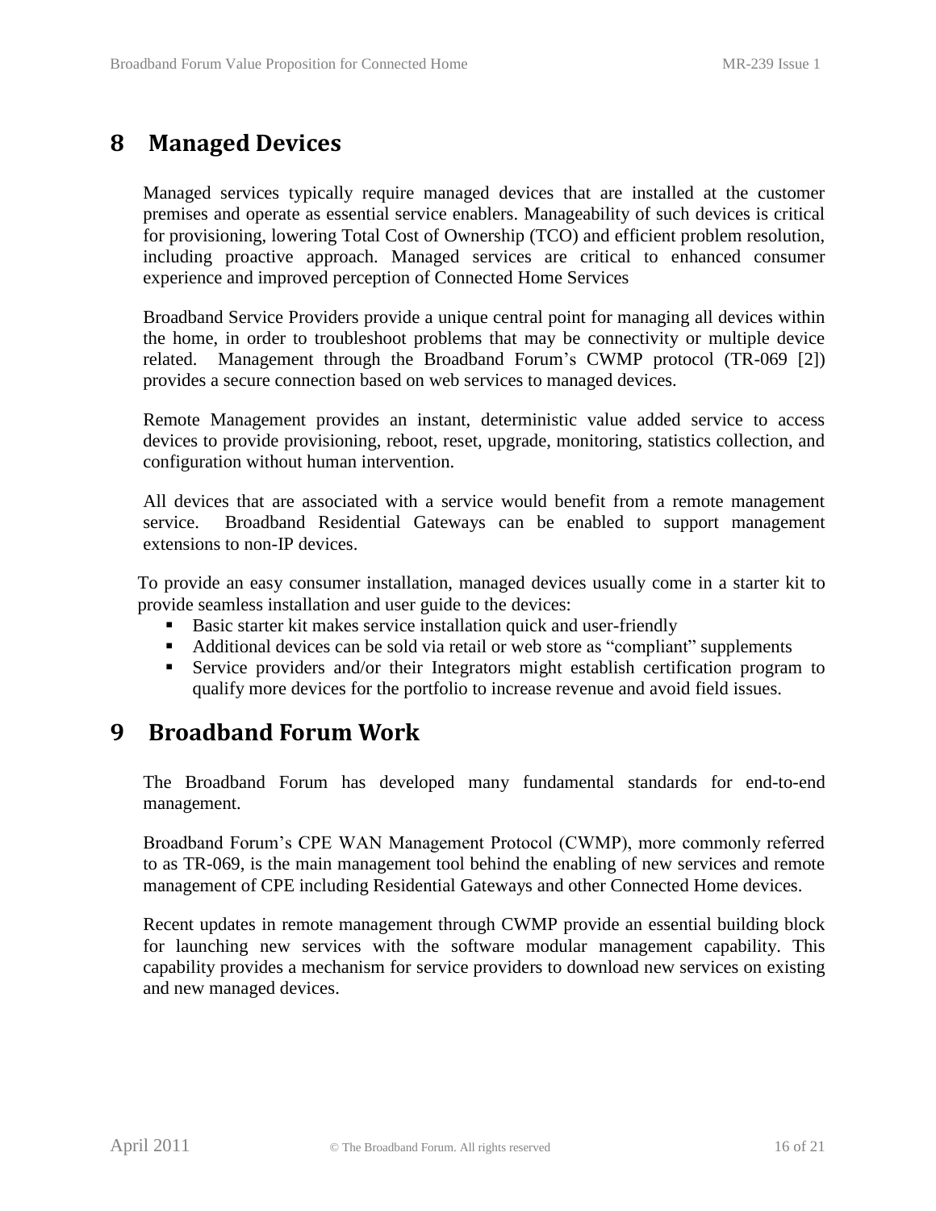# 8 Managed Devices

Managed services typically require managed devices that are installed at the customer premises and operate as essential service enablers. Manageability of such devices is critical for provisioning, lowering Total Cost of Ownership (TCO) and efficient problem resolution, including proactive approach. Managed services are critical to enhanced consumer experience and improved perception of Connected Home Services

Broadband Service Providers provide a unique central point for managing all devices within the home, in order to troubleshoot problems that may be connectivity or multiple device related. Management through the Broadband Forum's CWMP protocol (TR-069 [2]) provides a secure connection based on web services to managed devices.

Remote Management provides an instant, deterministic value added service to access devices to provide provisioning, reboot, reset, upgrade, monitoring, statistics collection, and configuration without human intervention.

All devices that are associated with a service would benefit from a remote management service. Broadband Residential Gateways can be enabled to support management extensions to non-IP devices.

To provide an easy consumer installation, managed devices usually come in a starter kit to provide seamless installation and user guide to the devices:

- Basic starter kit makes service installation quick and user-friendly
- Additional devices can be sold via retail or web store as "compliant" supplements
- Service providers and/or their Integrators might establish certification program to qualify more devices for the portfolio to increase revenue and avoid field issues.

# 9 Broadband Forum Work

The Broadband Forum has developed many fundamental standards for end-to-end management.

Broadband Forum's CPE WAN Management Protocol (CWMP), more commonly referred to as TR-069, is the main management tool behind the enabling of new services and remote management of CPE including Residential Gateways and other Connected Home devices.

Recent updates in remote management through CWMP provide an essential building block for launching new services with the software modular management capability. This capability provides a mechanism for service providers to download new services on existing and new managed devices.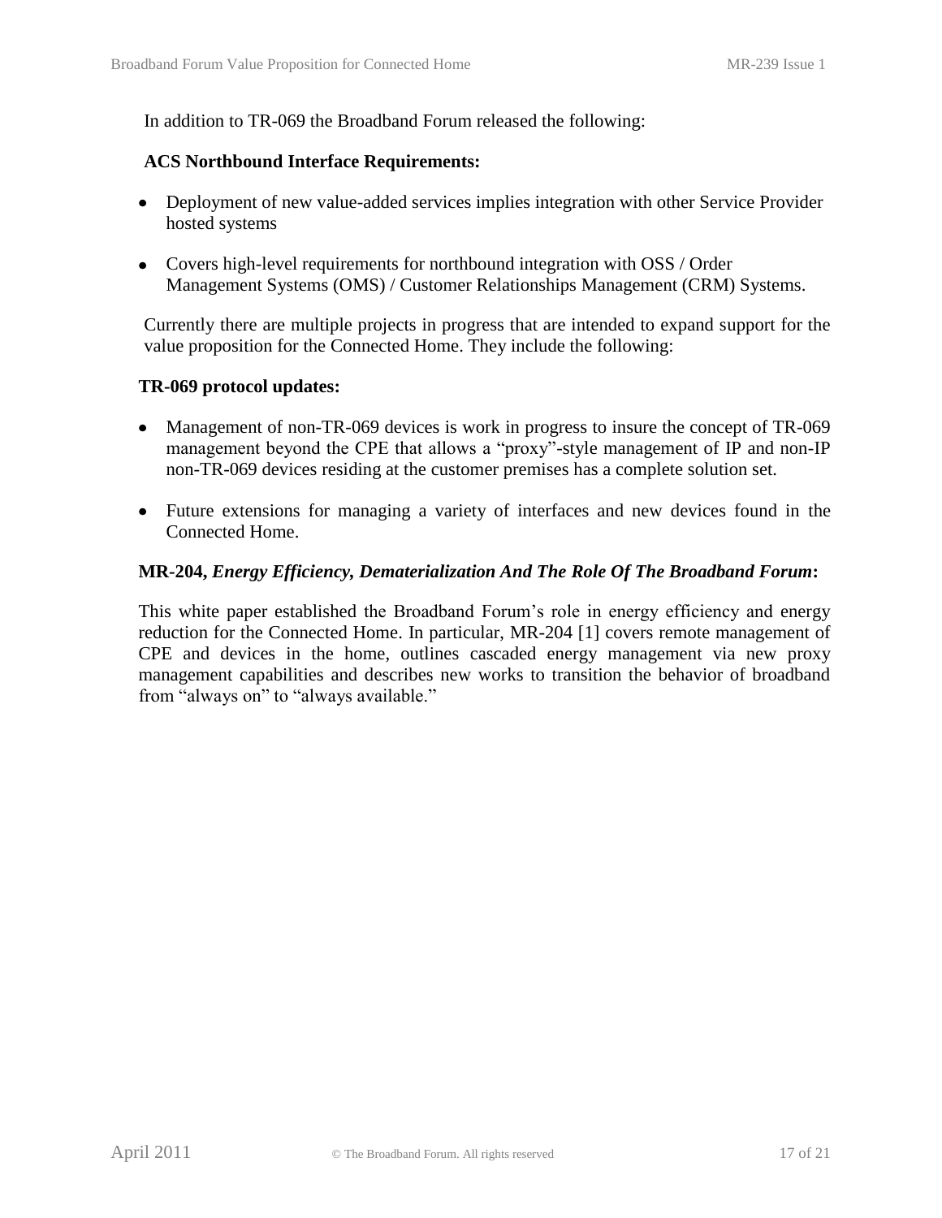In addition to TR-069 the Broadband Forum released the following:

**ACS Northbound Interface Requirements:**

- Deployment of new value-added services implies integration with other Service Provider hosted systems
- Covers high-level requirements for northbound integration with OSS / Order Management Systems (OMS) / Customer Relationships Management (CRM) Systems.

Currently there are multiple projects in progress that are intended to expand support for the value proposition for the Connected Home. They include the following:

**TR-069 protocol updates:**

- Management of non-TR-069 devices is work in progress to insure the concept of TR-069 management beyond the CPE that allows a "proxy"-style management of IP and non-IP non-TR-069 devices residing at the customer premises has a complete solution set.
- Future extensions for managing a variety of interfaces and new devices found in the Connected Home.

**MR-204, *Energy Efficiency, Dematerialization And The Role Of The Broadband Forum*:**

This white paper established the Broadband Forum's role in energy efficiency and energy reduction for the Connected Home. In particular, MR-204 [1] covers remote management of CPE and devices in the home, outlines cascaded energy management via new proxy management capabilities and describes new works to transition the behavior of broadband from "always on" to "always available."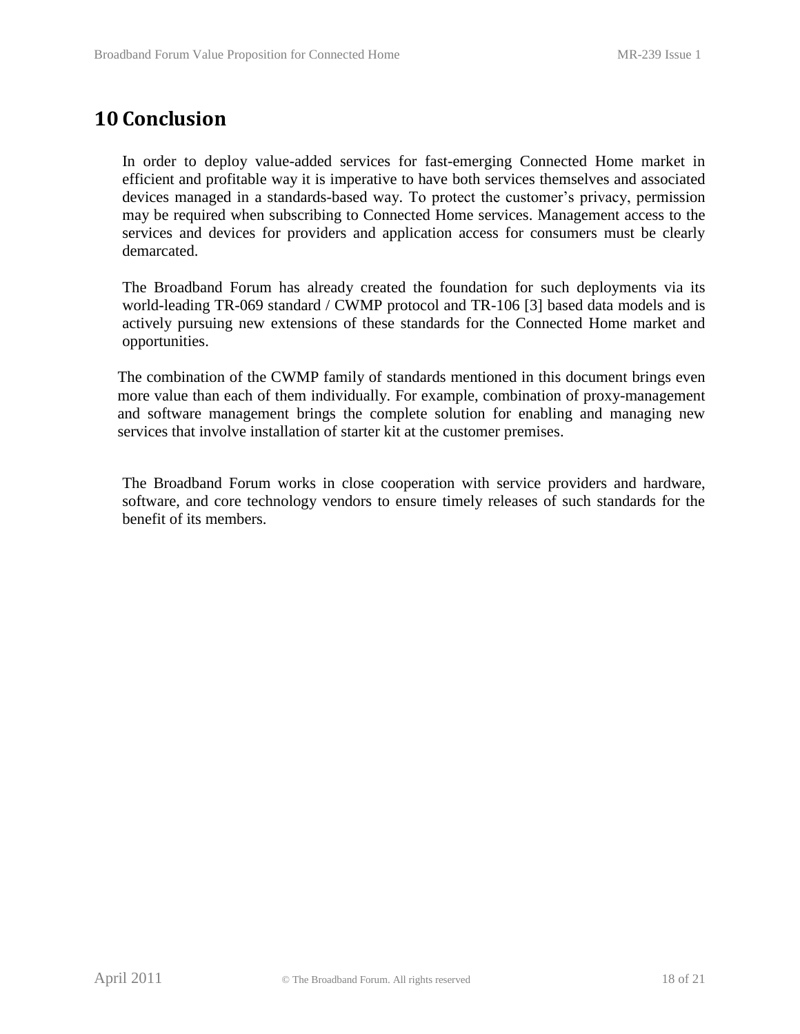# 10 Conclusion

In order to deploy value-added services for fast-emerging Connected Home market in efficient and profitable way it is imperative to have both services themselves and associated devices managed in a standards-based way. To protect the customer's privacy, permission may be required when subscribing to Connected Home services. Management access to the services and devices for providers and application access for consumers must be clearly demarcated.

The Broadband Forum has already created the foundation for such deployments via its world-leading TR-069 standard / CWMP protocol and TR-106 [3] based data models and is actively pursuing new extensions of these standards for the Connected Home market and opportunities.

The combination of the CWMP family of standards mentioned in this document brings even more value than each of them individually. For example, combination of proxy-management and software management brings the complete solution for enabling and managing new services that involve installation of starter kit at the customer premises.

The Broadband Forum works in close cooperation with service providers and hardware, software, and core technology vendors to ensure timely releases of such standards for the benefit of its members.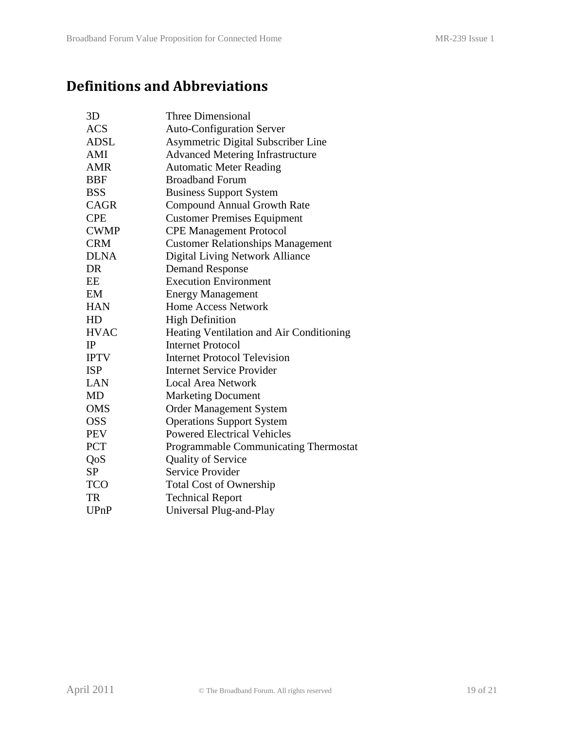# Definitions and Abbreviations

| | |
|---|---|
| 3D | Three Dimensional |
| ACS | Auto-Configuration Server |
| ADSL | Asymmetric Digital Subscriber Line |
| AMI | Advanced Metering Infrastructure |
| AMR | Automatic Meter Reading |
| BBF | Broadband Forum |
| BSS | Business Support System |
| CAGR | Compound Annual Growth Rate |
| CPE | Customer Premises Equipment |
| CWMP | CPE Management Protocol |
| CRM | Customer Relationships Management |
| DLNA | Digital Living Network Alliance |
| DR | Demand Response |
| EE | Execution Environment |
| EM | Energy Management |
| HAN | Home Access Network |
| HD | High Definition |
| HVAC | Heating Ventilation and Air Conditioning |
| IP | Internet Protocol |
| IPTV | Internet Protocol Television |
| ISP | Internet Service Provider |
| LAN | Local Area Network |
| MD | Marketing Document |
| OMS | Order Management System |
| OSS | Operations Support System |
| PEV | Powered Electrical Vehicles |
| PCT | Programmable Communicating Thermostat |
| QoS | Quality of Service |
| SP | Service Provider |
| TCO | Total Cost of Ownership |
| TR | Technical Report |
| UPnP | Universal Plug-and-Play |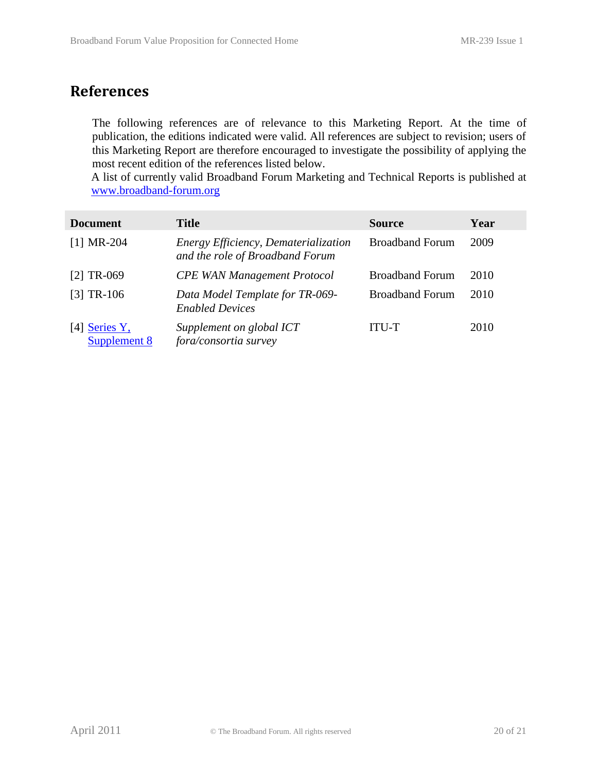# References

The following references are of relevance to this Marketing Report. At the time of publication, the editions indicated were valid. All references are subject to revision; users of this Marketing Report are therefore encouraged to investigate the possibility of applying the most recent edition of the references listed below.
A list of currently valid Broadband Forum Marketing and Technical Reports is published at www.broadband-forum.org

| Document | Title | Source | Year |
|---|---|---|---|
| [1] MR-204 | *Energy Efficiency, Dematerialization and the role of Broadband Forum* | Broadband Forum | 2009 |
| [2] TR-069 | *CPE WAN Management Protocol* | Broadband Forum | 2010 |
| [3] TR-106 | *Data Model Template for TR-069-Enabled Devices* | Broadband Forum | 2010 |
| [4] Series Y, Supplement 8 | *Supplement on global ICT fora/consortia survey* | ITU-T | 2010 |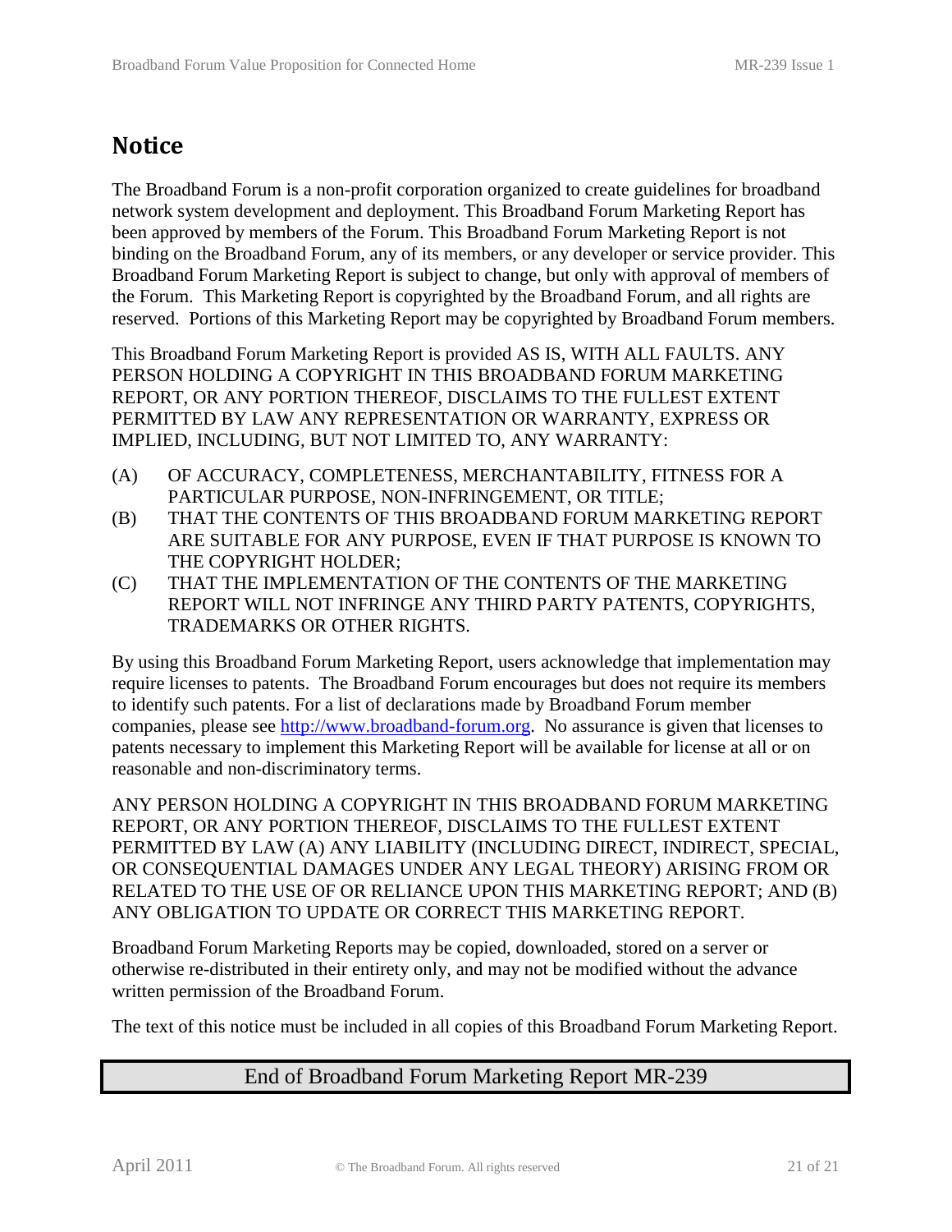## Notice

The Broadband Forum is a non-profit corporation organized to create guidelines for broadband network system development and deployment. This Broadband Forum Marketing Report has been approved by members of the Forum. This Broadband Forum Marketing Report is not binding on the Broadband Forum, any of its members, or any developer or service provider. This Broadband Forum Marketing Report is subject to change, but only with approval of members of the Forum. This Marketing Report is copyrighted by the Broadband Forum, and all rights are reserved. Portions of this Marketing Report may be copyrighted by Broadband Forum members.

This Broadband Forum Marketing Report is provided AS IS, WITH ALL FAULTS. ANY PERSON HOLDING A COPYRIGHT IN THIS BROADBAND FORUM MARKETING REPORT, OR ANY PORTION THEREOF, DISCLAIMS TO THE FULLEST EXTENT PERMITTED BY LAW ANY REPRESENTATION OR WARRANTY, EXPRESS OR IMPLIED, INCLUDING, BUT NOT LIMITED TO, ANY WARRANTY:

(A) OF ACCURACY, COMPLETENESS, MERCHANTABILITY, FITNESS FOR A PARTICULAR PURPOSE, NON-INFRINGEMENT, OR TITLE;

(B) THAT THE CONTENTS OF THIS BROADBAND FORUM MARKETING REPORT ARE SUITABLE FOR ANY PURPOSE, EVEN IF THAT PURPOSE IS KNOWN TO THE COPYRIGHT HOLDER;

(C) THAT THE IMPLEMENTATION OF THE CONTENTS OF THE MARKETING REPORT WILL NOT INFRINGE ANY THIRD PARTY PATENTS, COPYRIGHTS, TRADEMARKS OR OTHER RIGHTS.

By using this Broadband Forum Marketing Report, users acknowledge that implementation may require licenses to patents. The Broadband Forum encourages but does not require its members to identify such patents. For a list of declarations made by Broadband Forum member companies, please see http://www.broadband-forum.org. No assurance is given that licenses to patents necessary to implement this Marketing Report will be available for license at all or on reasonable and non-discriminatory terms.

ANY PERSON HOLDING A COPYRIGHT IN THIS BROADBAND FORUM MARKETING REPORT, OR ANY PORTION THEREOF, DISCLAIMS TO THE FULLEST EXTENT PERMITTED BY LAW (A) ANY LIABILITY (INCLUDING DIRECT, INDIRECT, SPECIAL, OR CONSEQUENTIAL DAMAGES UNDER ANY LEGAL THEORY) ARISING FROM OR RELATED TO THE USE OF OR RELIANCE UPON THIS MARKETING REPORT; AND (B) ANY OBLIGATION TO UPDATE OR CORRECT THIS MARKETING REPORT.

Broadband Forum Marketing Reports may be copied, downloaded, stored on a server or otherwise re-distributed in their entirety only, and may not be modified without the advance written permission of the Broadband Forum.

The text of this notice must be included in all copies of this Broadband Forum Marketing Report.

End of Broadband Forum Marketing Report MR-239